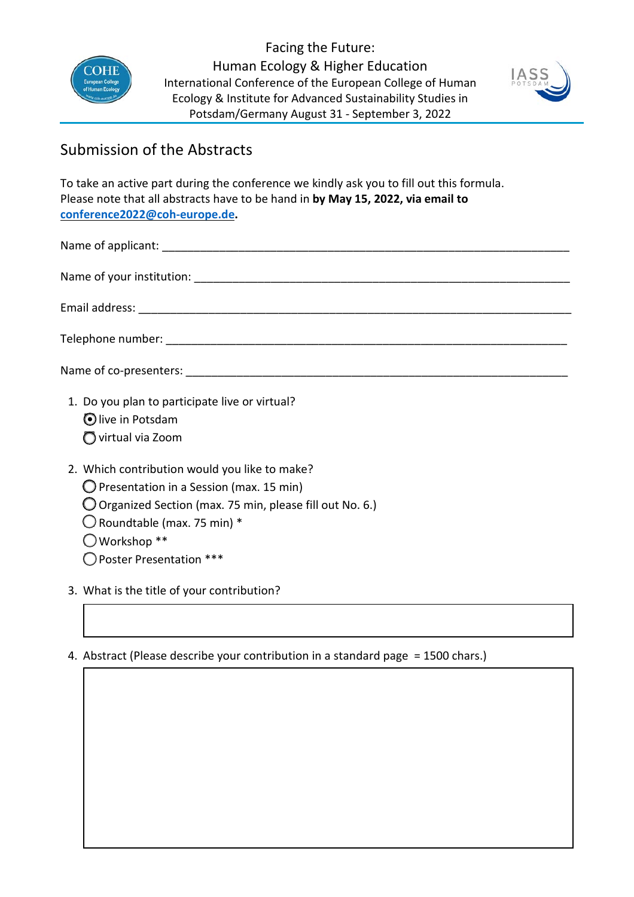Facing the Future:
Human Ecology & Higher Education
International Conference of the European College of Human Ecology & Institute for Advanced Sustainability Studies in Potsdam/Germany August 31 - September 3, 2022

## Submission of the Abstracts

To take an active part during the conference we kindly ask you to fill out this formula.
Please note that all abstracts have to be hand in **by May 15, 2022, via email to conference2022@coh-europe.de.**

Name of applicant: ___________________________________________________________

Name of your institution: ______________________________________________________

Email address: _______________________________________________________________

Telephone number: ____________________________________________________________

Name of co-presenters: _________________________________________________________

1. Do you plan to participate live or virtual?
   - ◉ live in Potsdam
   - ◯ virtual via Zoom

2. Which contribution would you like to make?
   - ◯ Presentation in a Session (max. 15 min)
   - ◯ Organized Section (max. 75 min, please fill out No. 6.)
   - ◯ Roundtable (max. 75 min) *
   - ◯ Workshop **
   - ◯ Poster Presentation ***

3. What is the title of your contribution?

4. Abstract (Please describe your contribution in a standard page = 1500 chars.)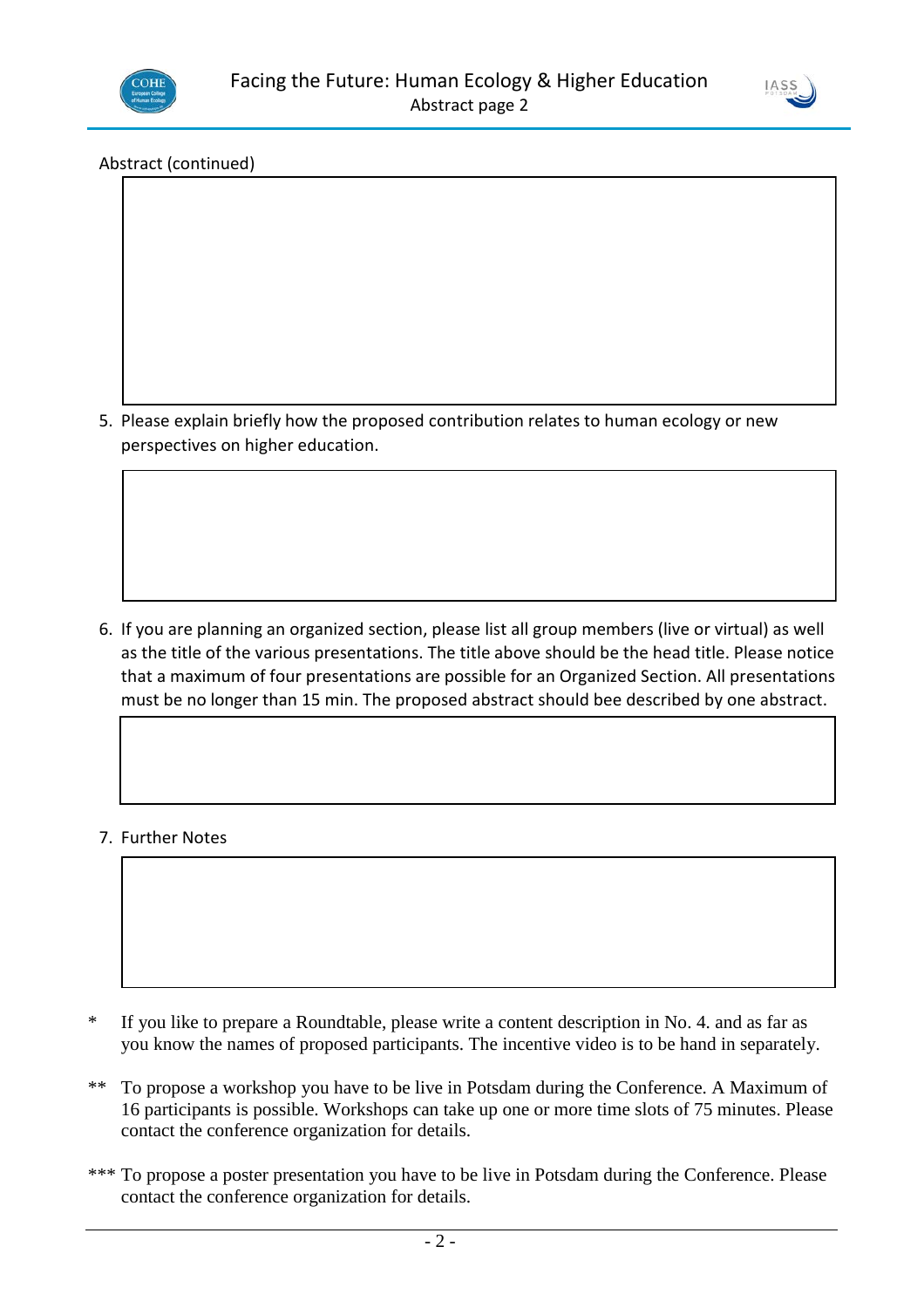Abstract (continued)

5. Please explain briefly how the proposed contribution relates to human ecology or new perspectives on higher education.

6. If you are planning an organized section, please list all group members (live or virtual) as well as the title of the various presentations. The title above should be the head title. Please notice that a maximum of four presentations are possible for an Organized Section. All presentations must be no longer than 15 min. The proposed abstract should bee described by one abstract.

7. Further Notes

\* If you like to prepare a Roundtable, please write a content description in No. 4. and as far as you know the names of proposed participants. The incentive video is to be hand in separately.

\*\* To propose a workshop you have to be live in Potsdam during the Conference. A Maximum of 16 participants is possible. Workshops can take up one or more time slots of 75 minutes. Please contact the conference organization for details.

\*\*\* To propose a poster presentation you have to be live in Potsdam during the Conference. Please contact the conference organization for details.